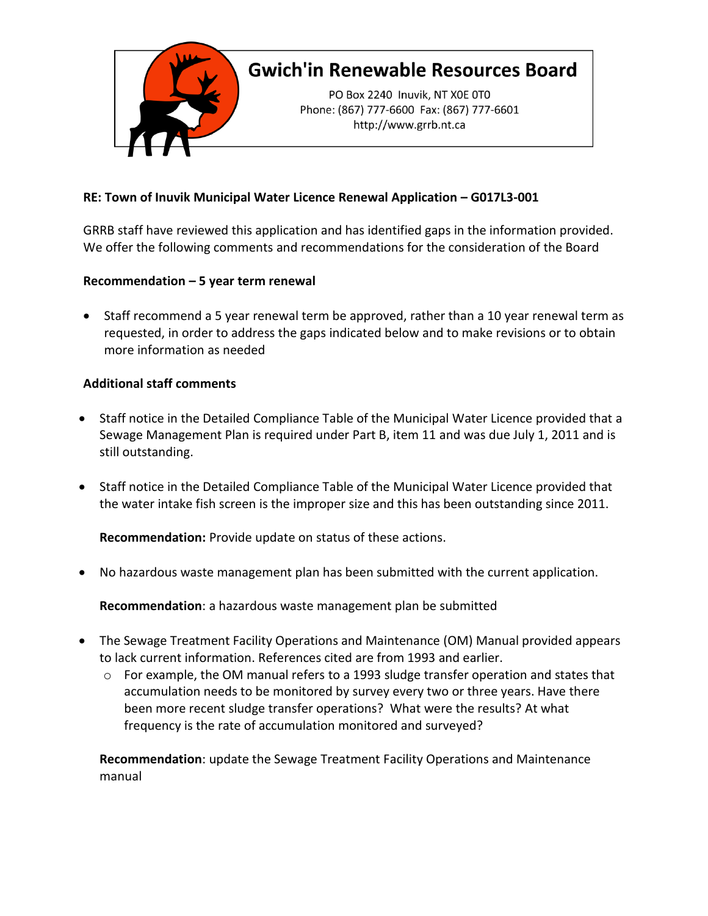# Gwich'in Renewable Resources Board

PO Box 2240 Inuvik, NT X0E 0T0
Phone: (867) 777-6600 Fax: (867) 777-6601
http://www.grrb.nt.ca

**RE: Town of Inuvik Municipal Water Licence Renewal Application – G017L3-001**

GRRB staff have reviewed this application and has identified gaps in the information provided. We offer the following comments and recommendations for the consideration of the Board

**Recommendation – 5 year term renewal**

- Staff recommend a 5 year renewal term be approved, rather than a 10 year renewal term as requested, in order to address the gaps indicated below and to make revisions or to obtain more information as needed

**Additional staff comments**

- Staff notice in the Detailed Compliance Table of the Municipal Water Licence provided that a Sewage Management Plan is required under Part B, item 11 and was due July 1, 2011 and is still outstanding.

- Staff notice in the Detailed Compliance Table of the Municipal Water Licence provided that the water intake fish screen is the improper size and this has been outstanding since 2011.

  **Recommendation:** Provide update on status of these actions.

- No hazardous waste management plan has been submitted with the current application.

  **Recommendation**: a hazardous waste management plan be submitted

- The Sewage Treatment Facility Operations and Maintenance (OM) Manual provided appears to lack current information. References cited are from 1993 and earlier.
  - For example, the OM manual refers to a 1993 sludge transfer operation and states that accumulation needs to be monitored by survey every two or three years. Have there been more recent sludge transfer operations? What were the results? At what frequency is the rate of accumulation monitored and surveyed?

  **Recommendation**: update the Sewage Treatment Facility Operations and Maintenance manual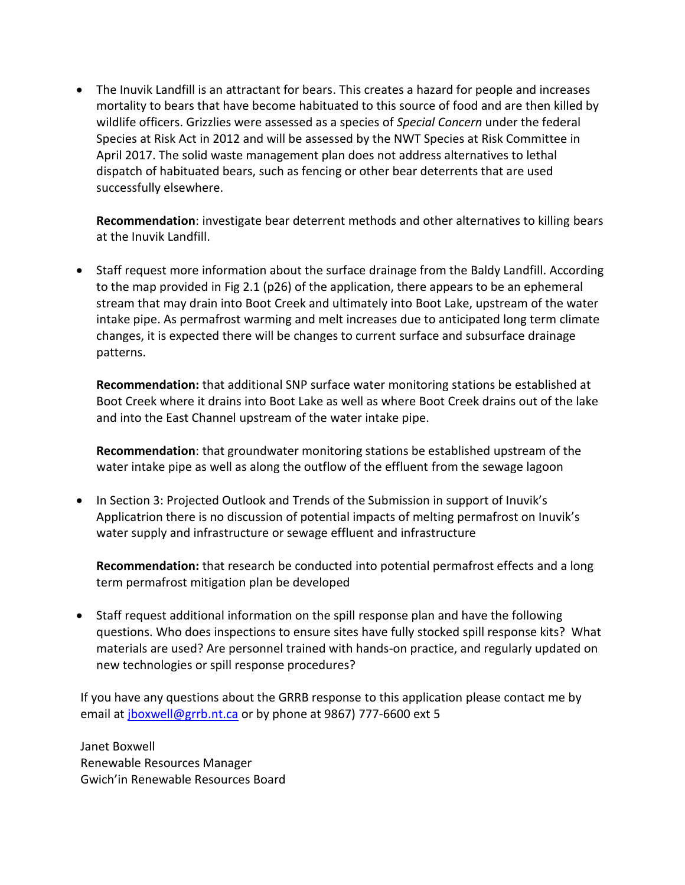- The Inuvik Landfill is an attractant for bears. This creates a hazard for people and increases mortality to bears that have become habituated to this source of food and are then killed by wildlife officers. Grizzlies were assessed as a species of *Special Concern* under the federal Species at Risk Act in 2012 and will be assessed by the NWT Species at Risk Committee in April 2017. The solid waste management plan does not address alternatives to lethal dispatch of habituated bears, such as fencing or other bear deterrents that are used successfully elsewhere.

  **Recommendation**: investigate bear deterrent methods and other alternatives to killing bears at the Inuvik Landfill.

- Staff request more information about the surface drainage from the Baldy Landfill. According to the map provided in Fig 2.1 (p26) of the application, there appears to be an ephemeral stream that may drain into Boot Creek and ultimately into Boot Lake, upstream of the water intake pipe. As permafrost warming and melt increases due to anticipated long term climate changes, it is expected there will be changes to current surface and subsurface drainage patterns.

  **Recommendation:** that additional SNP surface water monitoring stations be established at Boot Creek where it drains into Boot Lake as well as where Boot Creek drains out of the lake and into the East Channel upstream of the water intake pipe.

  **Recommendation**: that groundwater monitoring stations be established upstream of the water intake pipe as well as along the outflow of the effluent from the sewage lagoon

- In Section 3: Projected Outlook and Trends of the Submission in support of Inuvik's Applicatrion there is no discussion of potential impacts of melting permafrost on Inuvik's water supply and infrastructure or sewage effluent and infrastructure

  **Recommendation:** that research be conducted into potential permafrost effects and a long term permafrost mitigation plan be developed

- Staff request additional information on the spill response plan and have the following questions. Who does inspections to ensure sites have fully stocked spill response kits? What materials are used? Are personnel trained with hands-on practice, and regularly updated on new technologies or spill response procedures?

If you have any questions about the GRRB response to this application please contact me by email at jboxwell@grrb.nt.ca or by phone at 9867) 777-6600 ext 5

Janet Boxwell
Renewable Resources Manager
Gwich'in Renewable Resources Board